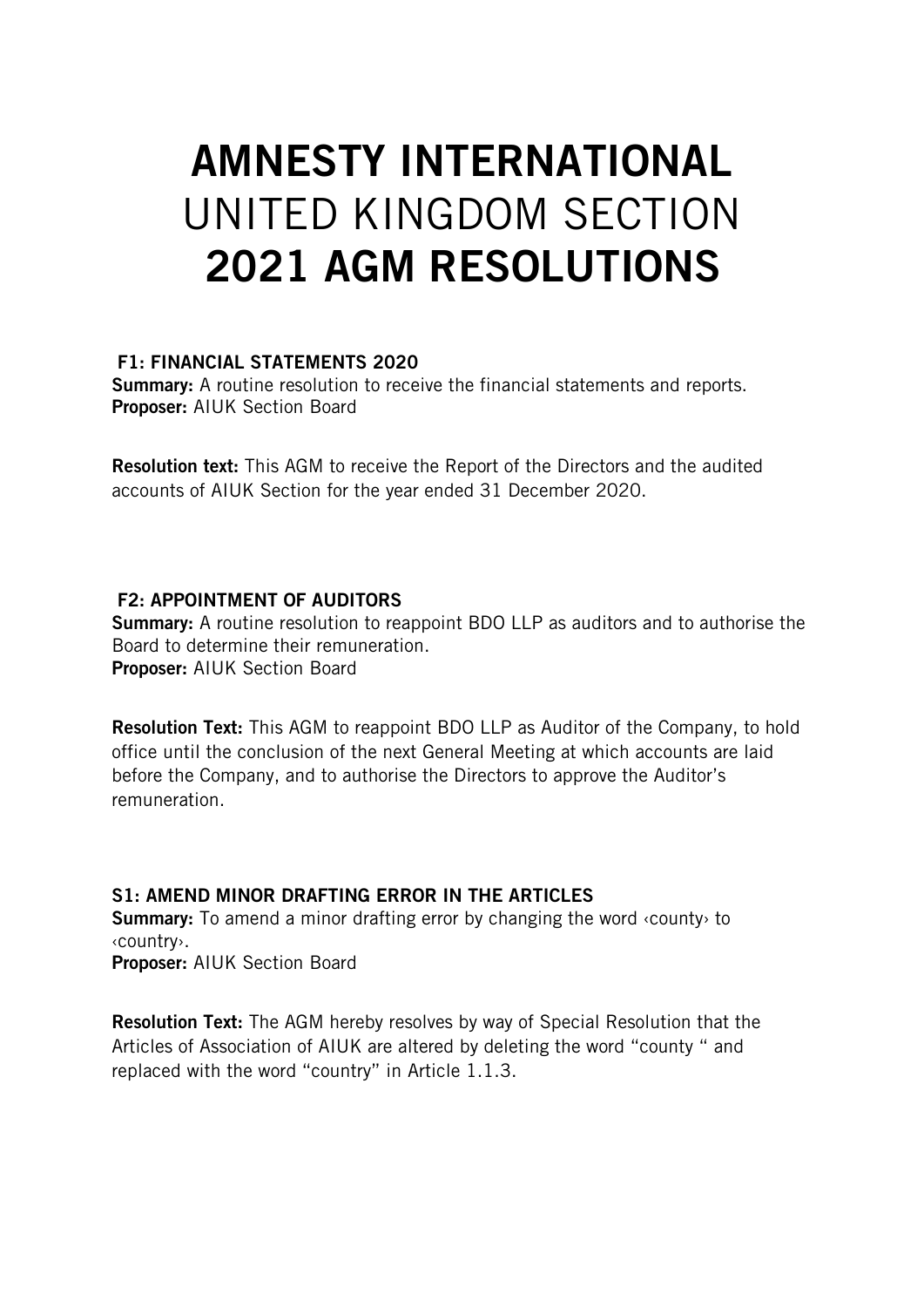# **AMNESTY INTERNATIONAL** UNITED KINGDOM SECTION **2021 AGM RESOLUTIONS**

### F1: FINANCIAL STATEMENTS 2020

**Summary:** A routine resolution to receive the financial statements and reports.
**Proposer:** AIUK Section Board

**Resolution text:** This AGM to receive the Report of the Directors and the audited accounts of AIUK Section for the year ended 31 December 2020.

### F2: APPOINTMENT OF AUDITORS

**Summary:** A routine resolution to reappoint BDO LLP as auditors and to authorise the Board to determine their remuneration.
**Proposer:** AIUK Section Board

**Resolution Text:** This AGM to reappoint BDO LLP as Auditor of the Company, to hold office until the conclusion of the next General Meeting at which accounts are laid before the Company, and to authorise the Directors to approve the Auditor's remuneration.

### S1: AMEND MINOR DRAFTING ERROR IN THE ARTICLES

**Summary:** To amend a minor drafting error by changing the word ‹county› to ‹country›.
**Proposer:** AIUK Section Board

**Resolution Text:** The AGM hereby resolves by way of Special Resolution that the Articles of Association of AIUK are altered by deleting the word "county " and replaced with the word "country" in Article 1.1.3.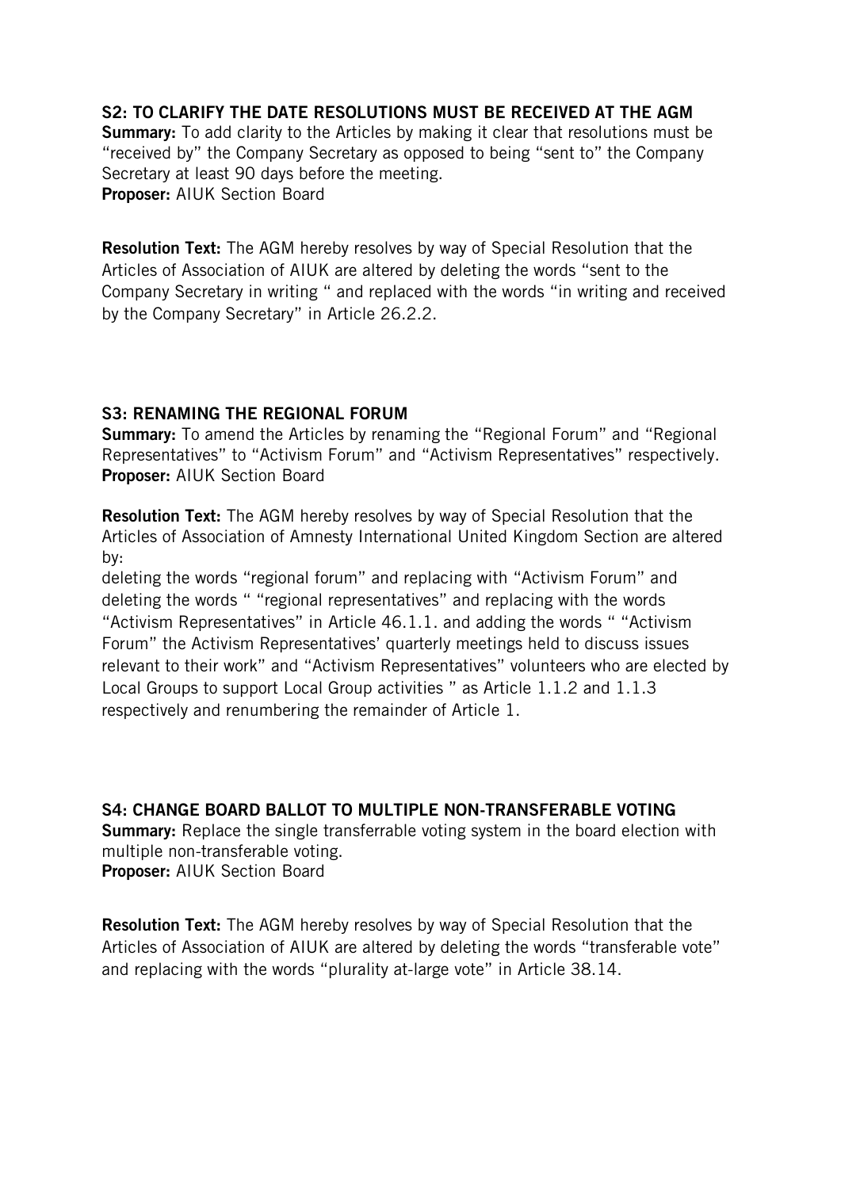### S2: TO CLARIFY THE DATE RESOLUTIONS MUST BE RECEIVED AT THE AGM

**Summary:** To add clarity to the Articles by making it clear that resolutions must be "received by" the Company Secretary as opposed to being "sent to" the Company Secretary at least 90 days before the meeting.
**Proposer:** AIUK Section Board

**Resolution Text:** The AGM hereby resolves by way of Special Resolution that the Articles of Association of AIUK are altered by deleting the words "sent to the Company Secretary in writing " and replaced with the words "in writing and received by the Company Secretary" in Article 26.2.2.

### S3: RENAMING THE REGIONAL FORUM

**Summary:** To amend the Articles by renaming the "Regional Forum" and "Regional Representatives" to "Activism Forum" and "Activism Representatives" respectively.
**Proposer:** AIUK Section Board

**Resolution Text:** The AGM hereby resolves by way of Special Resolution that the Articles of Association of Amnesty International United Kingdom Section are altered by:
deleting the words "regional forum" and replacing with "Activism Forum" and deleting the words " "regional representatives" and replacing with the words "Activism Representatives" in Article 46.1.1. and adding the words " "Activism Forum" the Activism Representatives' quarterly meetings held to discuss issues relevant to their work" and "Activism Representatives" volunteers who are elected by Local Groups to support Local Group activities " as Article 1.1.2 and 1.1.3 respectively and renumbering the remainder of Article 1.

### S4: CHANGE BOARD BALLOT TO MULTIPLE NON-TRANSFERABLE VOTING

**Summary:** Replace the single transferrable voting system in the board election with multiple non-transferable voting.
**Proposer:** AIUK Section Board

**Resolution Text:** The AGM hereby resolves by way of Special Resolution that the Articles of Association of AIUK are altered by deleting the words "transferable vote" and replacing with the words "plurality at-large vote" in Article 38.14.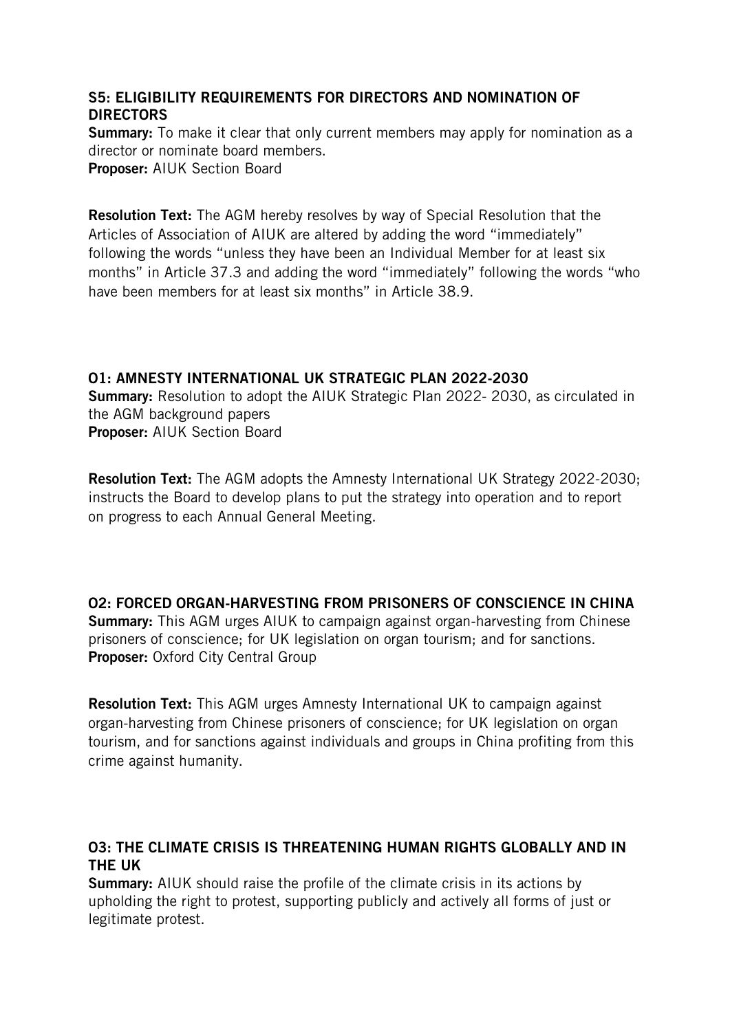### S5: ELIGIBILITY REQUIREMENTS FOR DIRECTORS AND NOMINATION OF DIRECTORS

**Summary:** To make it clear that only current members may apply for nomination as a director or nominate board members.
**Proposer:** AIUK Section Board

**Resolution Text:** The AGM hereby resolves by way of Special Resolution that the Articles of Association of AIUK are altered by adding the word "immediately" following the words "unless they have been an Individual Member for at least six months" in Article 37.3 and adding the word "immediately" following the words "who have been members for at least six months" in Article 38.9.

### O1: AMNESTY INTERNATIONAL UK STRATEGIC PLAN 2022-2030

**Summary:** Resolution to adopt the AIUK Strategic Plan 2022- 2030, as circulated in the AGM background papers
**Proposer:** AIUK Section Board

**Resolution Text:** The AGM adopts the Amnesty International UK Strategy 2022-2030; instructs the Board to develop plans to put the strategy into operation and to report on progress to each Annual General Meeting.

### O2: FORCED ORGAN-HARVESTING FROM PRISONERS OF CONSCIENCE IN CHINA

**Summary:** This AGM urges AIUK to campaign against organ-harvesting from Chinese prisoners of conscience; for UK legislation on organ tourism; and for sanctions.
**Proposer:** Oxford City Central Group

**Resolution Text:** This AGM urges Amnesty International UK to campaign against organ-harvesting from Chinese prisoners of conscience; for UK legislation on organ tourism, and for sanctions against individuals and groups in China profiting from this crime against humanity.

### O3: THE CLIMATE CRISIS IS THREATENING HUMAN RIGHTS GLOBALLY AND IN THE UK

**Summary:** AIUK should raise the profile of the climate crisis in its actions by upholding the right to protest, supporting publicly and actively all forms of just or legitimate protest.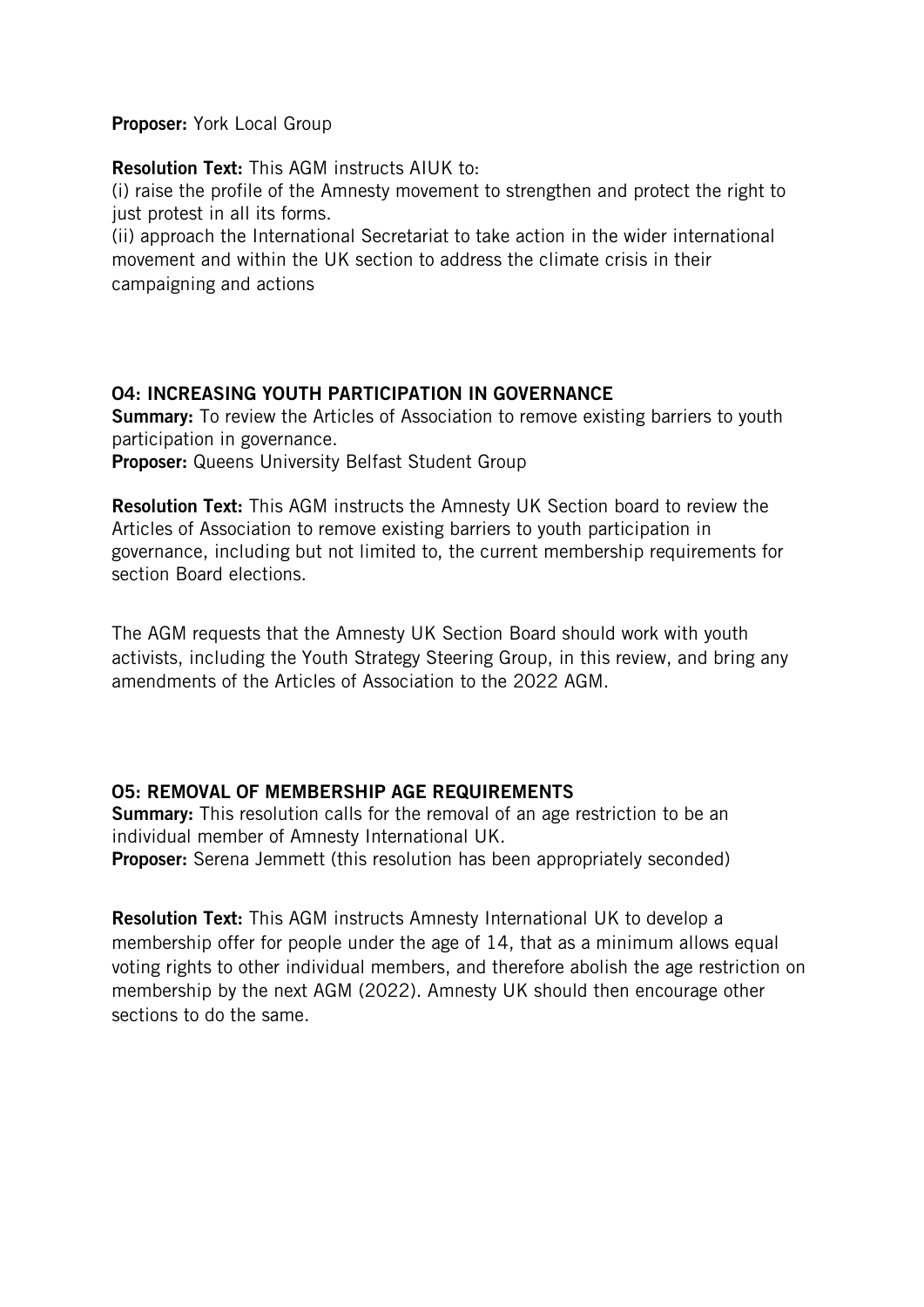**Proposer:** York Local Group

**Resolution Text:** This AGM instructs AIUK to:
(i) raise the profile of the Amnesty movement to strengthen and protect the right to just protest in all its forms.
(ii) approach the International Secretariat to take action in the wider international movement and within the UK section to address the climate crisis in their campaigning and actions

## O4: INCREASING YOUTH PARTICIPATION IN GOVERNANCE

**Summary:** To review the Articles of Association to remove existing barriers to youth participation in governance.
**Proposer:** Queens University Belfast Student Group

**Resolution Text:** This AGM instructs the Amnesty UK Section board to review the Articles of Association to remove existing barriers to youth participation in governance, including but not limited to, the current membership requirements for section Board elections.

The AGM requests that the Amnesty UK Section Board should work with youth activists, including the Youth Strategy Steering Group, in this review, and bring any amendments of the Articles of Association to the 2022 AGM.

## O5: REMOVAL OF MEMBERSHIP AGE REQUIREMENTS

**Summary:** This resolution calls for the removal of an age restriction to be an individual member of Amnesty International UK.
**Proposer:** Serena Jemmett (this resolution has been appropriately seconded)

**Resolution Text:** This AGM instructs Amnesty International UK to develop a membership offer for people under the age of 14, that as a minimum allows equal voting rights to other individual members, and therefore abolish the age restriction on membership by the next AGM (2022). Amnesty UK should then encourage other sections to do the same.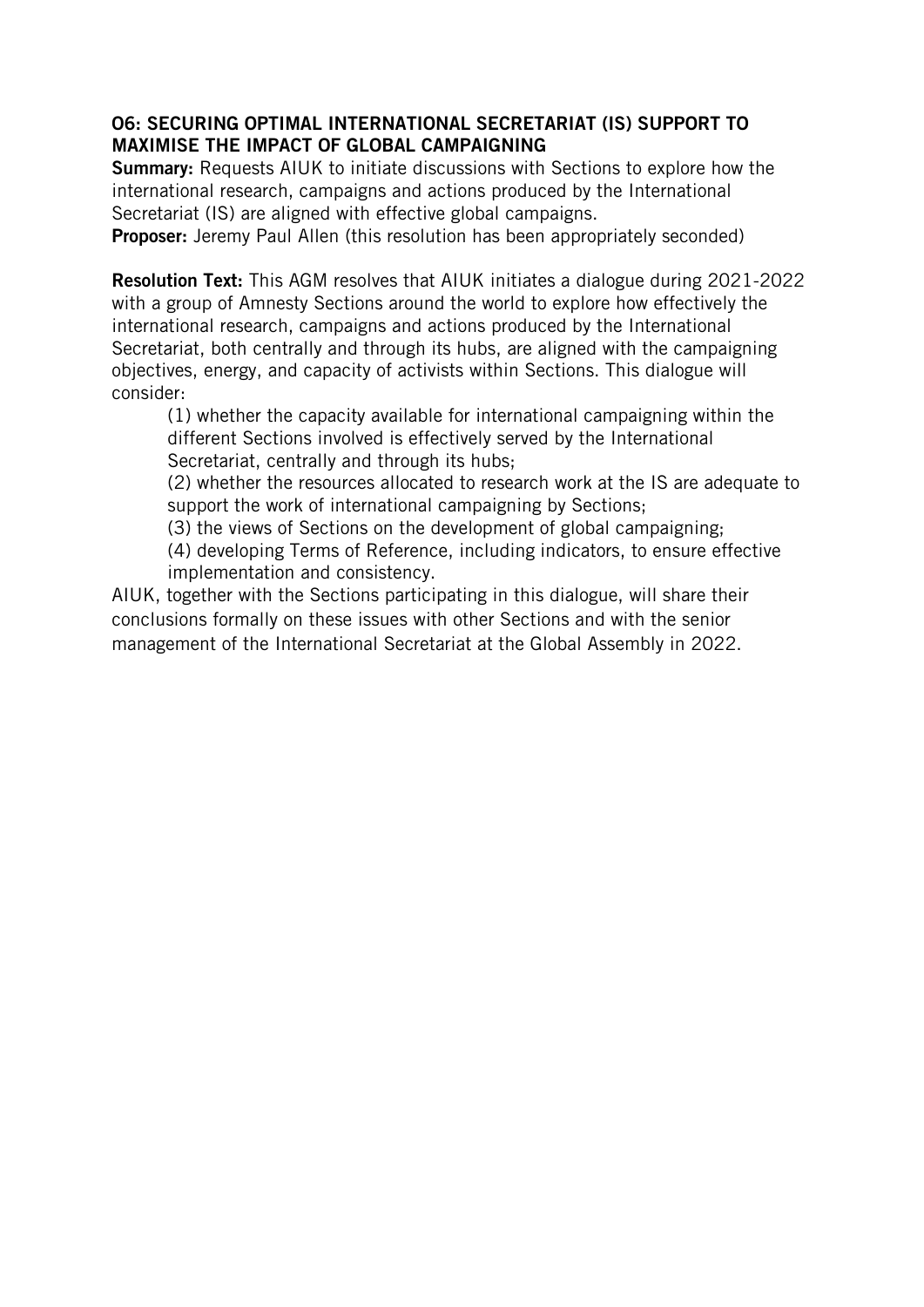**O6: SECURING OPTIMAL INTERNATIONAL SECRETARIAT (IS) SUPPORT TO MAXIMISE THE IMPACT OF GLOBAL CAMPAIGNING**

**Summary:** Requests AIUK to initiate discussions with Sections to explore how the international research, campaigns and actions produced by the International Secretariat (IS) are aligned with effective global campaigns.

**Proposer:** Jeremy Paul Allen (this resolution has been appropriately seconded)

**Resolution Text:** This AGM resolves that AIUK initiates a dialogue during 2021-2022 with a group of Amnesty Sections around the world to explore how effectively the international research, campaigns and actions produced by the International Secretariat, both centrally and through its hubs, are aligned with the campaigning objectives, energy, and capacity of activists within Sections. This dialogue will consider:

(1) whether the capacity available for international campaigning within the different Sections involved is effectively served by the International Secretariat, centrally and through its hubs;

(2) whether the resources allocated to research work at the IS are adequate to support the work of international campaigning by Sections;

(3) the views of Sections on the development of global campaigning;

(4) developing Terms of Reference, including indicators, to ensure effective implementation and consistency.

AIUK, together with the Sections participating in this dialogue, will share their conclusions formally on these issues with other Sections and with the senior management of the International Secretariat at the Global Assembly in 2022.